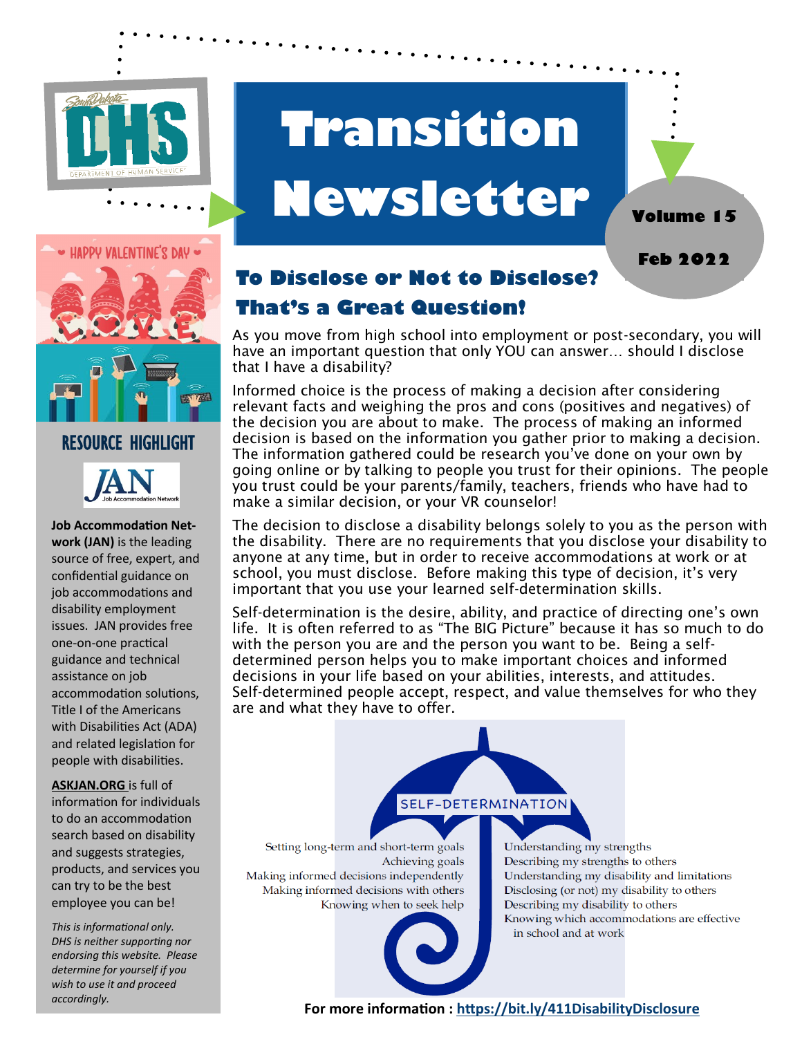# Transition Newsletter

**Volume 15**

**Feb 2022**

## To Disclose or Not to Disclose? That's a Great Question!

As you move from high school into employment or post-secondary, you will have an important question that only YOU can answer… should I disclose that I have a disability?

Informed choice is the process of making a decision after considering relevant facts and weighing the pros and cons (positives and negatives) of the decision you are about to make. The process of making an informed decision is based on the information you gather prior to making a decision. The information gathered could be research you've done on your own by going online or by talking to people you trust for their opinions. The people you trust could be your parents/family, teachers, friends who have had to make a similar decision, or your VR counselor!

The decision to disclose a disability belongs solely to you as the person with the disability. There are no requirements that you disclose your disability to anyone at any time, but in order to receive accommodations at work or at school, you must disclose. Before making this type of decision, it's very important that you use your learned self-determination skills.

Self-determination is the desire, ability, and practice of directing one's own life. It is often referred to as "The BIG Picture" because it has so much to do with the person you are and the person you want to be. Being a self-determined person helps you to make important choices and informed decisions in your life based on your abilities, interests, and attitudes. Self-determined people accept, respect, and value themselves for who they are and what they have to offer.

SELF-DETERMINATION

- Setting long-term and short-term goals
- Achieving goals
- Making informed decisions independently
- Making informed decisions with others
- Knowing when to seek help
- Understanding my strengths
- Describing my strengths to others
- Understanding my disability and limitations
- Disclosing (or not) my disability to others
- Describing my disability to others
- Knowing which accommodations are effective in school and at work

**For more information : https://bit.ly/411DisabilityDisclosure**

---

HAPPY VALENTINE'S DAY

## RESOURCE HIGHLIGHT

JAN Job Accommodation Network

**Job Accommodation Network (JAN)** is the leading source of free, expert, and confidential guidance on job accommodations and disability employment issues. JAN provides free one-on-one practical guidance and technical assistance on job accommodation solutions, Title I of the Americans with Disabilities Act (ADA) and related legislation for people with disabilities.

**ASKJAN.ORG** is full of information for individuals to do an accommodation search based on disability and suggests strategies, products, and services you can try to be the best employee you can be!

*This is informational only. DHS is neither supporting nor endorsing this website. Please determine for yourself if you wish to use it and proceed accordingly.*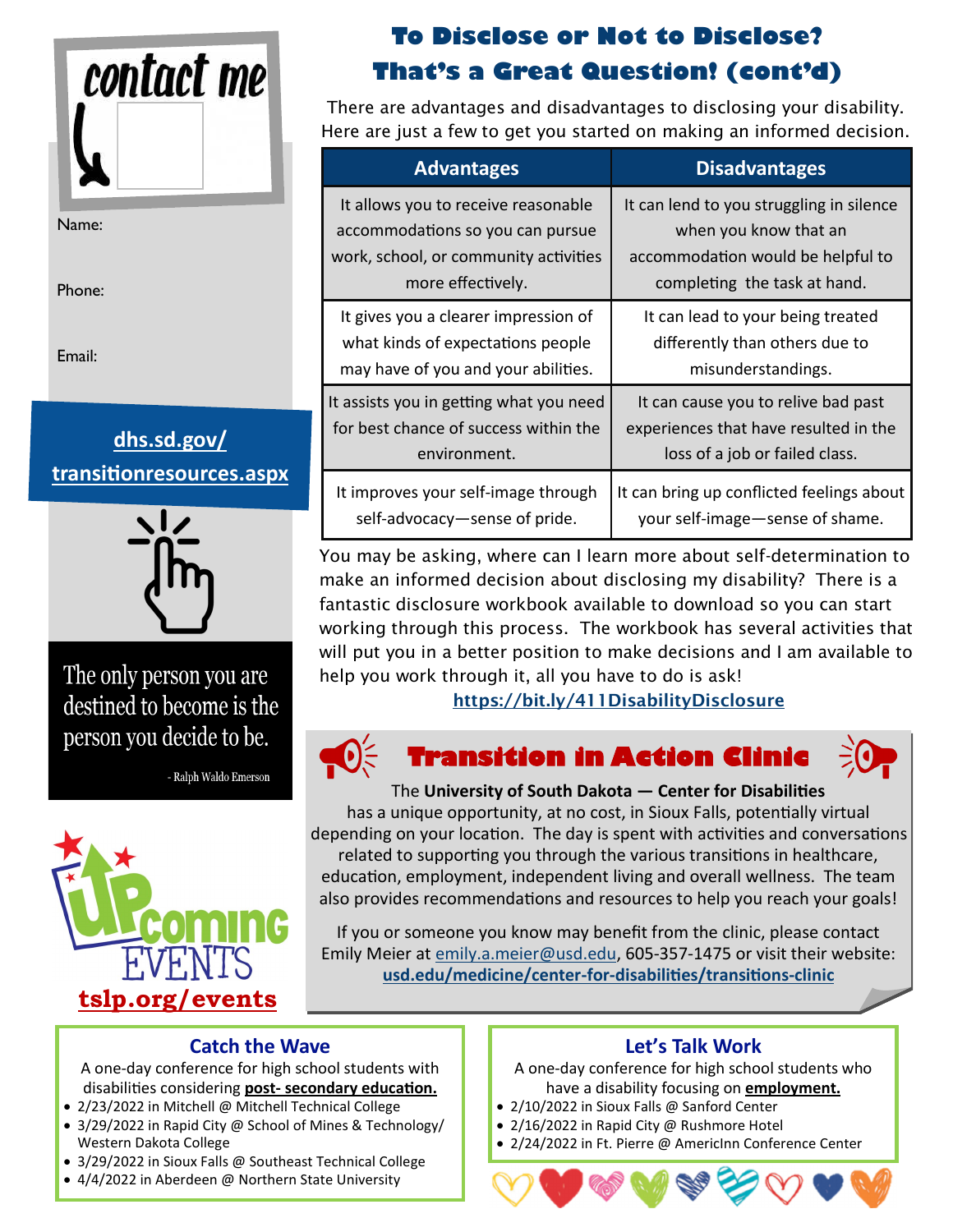# To Disclose or Not to Disclose? That's a Great Question! (cont'd)

There are advantages and disadvantages to disclosing your disability. Here are just a few to get you started on making an informed decision.

| Advantages | Disadvantages |
|---|---|
| It allows you to receive reasonable accommodations so you can pursue work, school, or community activities more effectively. | It can lend to you struggling in silence when you know that an accommodation would be helpful to completing the task at hand. |
| It gives you a clearer impression of what kinds of expectations people may have of you and your abilities. | It can lead to your being treated differently than others due to misunderstandings. |
| It assists you in getting what you need for best chance of success within the environment. | It can cause you to relive bad past experiences that have resulted in the loss of a job or failed class. |
| It improves your self-image through self-advocacy—sense of pride. | It can bring up conflicted feelings about your self-image—sense of shame. |

You may be asking, where can I learn more about self-determination to make an informed decision about disclosing my disability? There is a fantastic disclosure workbook available to download so you can start working through this process. The workbook has several activities that will put you in a better position to make decisions and I am available to help you work through it, all you have to do is ask!

**https://bit.ly/411DisabilityDisclosure**

contact me

Name:

Phone:

Email:

**dhs.sd.gov/transitionresources.aspx**

The only person you are destined to become is the person you decide to be.

- Ralph Waldo Emerson

## Transition in Action Clinic

The **University of South Dakota — Center for Disabilities** has a unique opportunity, at no cost, in Sioux Falls, potentially virtual depending on your location. The day is spent with activities and conversations related to supporting you through the various transitions in healthcare, education, employment, independent living and overall wellness. The team also provides recommendations and resources to help you reach your goals!

If you or someone you know may benefit from the clinic, please contact Emily Meier at emily.a.meier@usd.edu, 605-357-1475 or visit their website: **usd.edu/medicine/center-for-disabilities/transitions-clinic**

UPcoming EVENTS

**tslp.org/events**

### Catch the Wave

A one-day conference for high school students with disabilities considering **post- secondary education.**

- 2/23/2022 in Mitchell @ Mitchell Technical College
- 3/29/2022 in Rapid City @ School of Mines & Technology/ Western Dakota College
- 3/29/2022 in Sioux Falls @ Southeast Technical College
- 4/4/2022 in Aberdeen @ Northern State University

### Let's Talk Work

A one-day conference for high school students who have a disability focusing on **employment.**

- 2/10/2022 in Sioux Falls @ Sanford Center
- 2/16/2022 in Rapid City @ Rushmore Hotel
- 2/24/2022 in Ft. Pierre @ AmericInn Conference Center